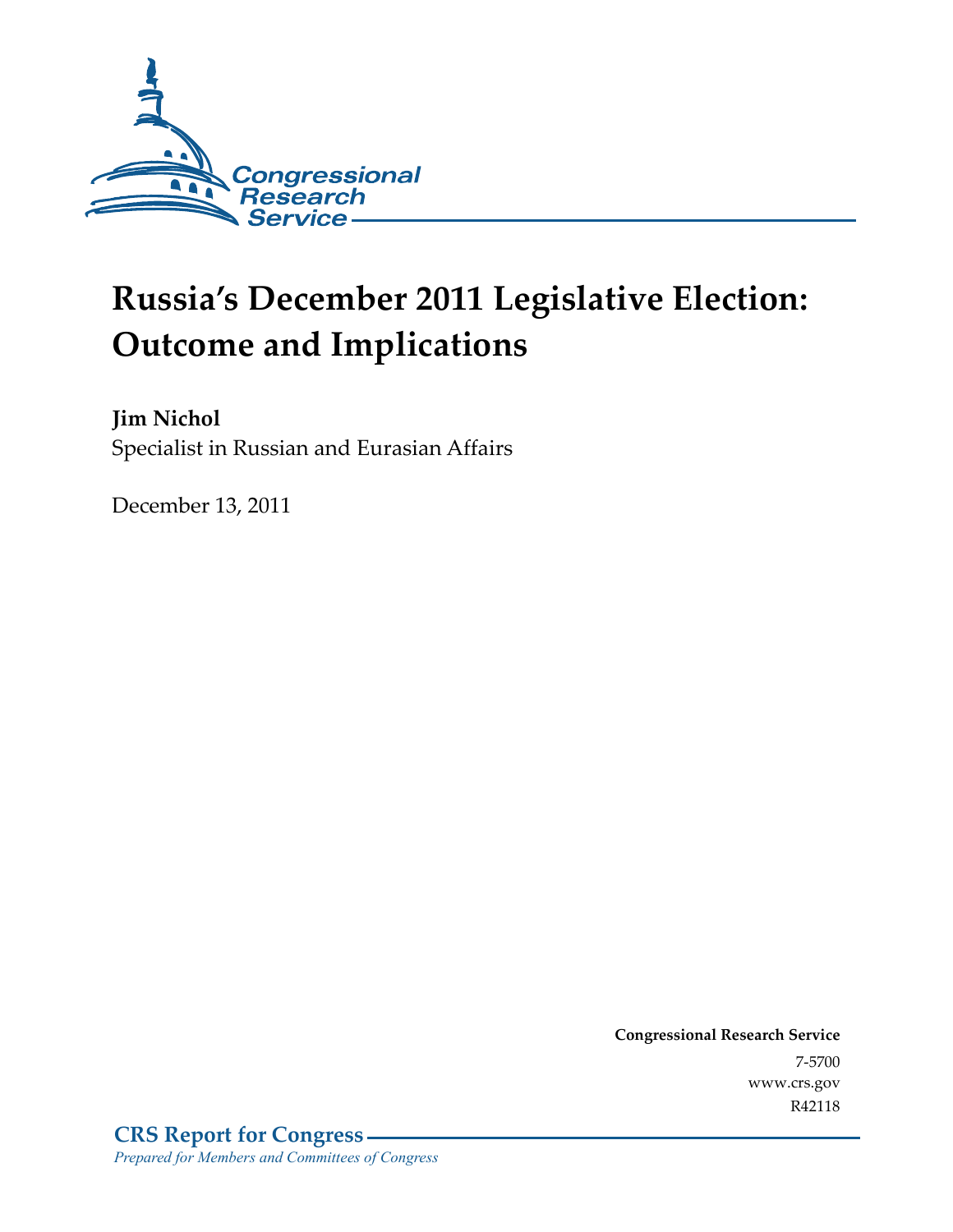Congressional Research Service

# Russia's December 2011 Legislative Election: Outcome and Implications

**Jim Nichol**
Specialist in Russian and Eurasian Affairs

December 13, 2011

**Congressional Research Service**
7-5700
www.crs.gov
R42118

**CRS Report for Congress**
*Prepared for Members and Committees of Congress*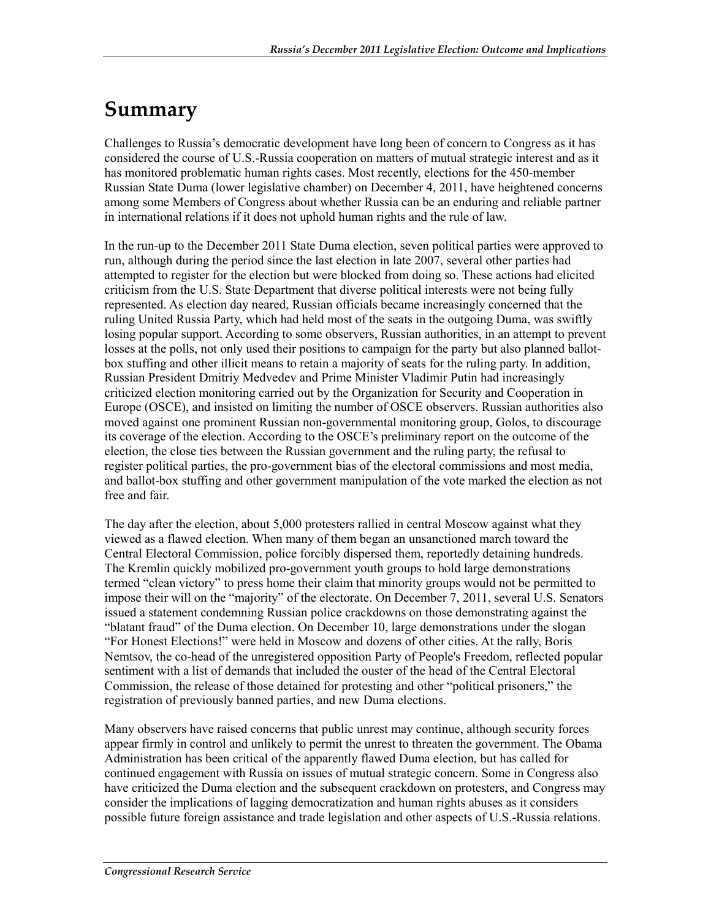# Summary

Challenges to Russia's democratic development have long been of concern to Congress as it has considered the course of U.S.-Russia cooperation on matters of mutual strategic interest and as it has monitored problematic human rights cases. Most recently, elections for the 450-member Russian State Duma (lower legislative chamber) on December 4, 2011, have heightened concerns among some Members of Congress about whether Russia can be an enduring and reliable partner in international relations if it does not uphold human rights and the rule of law.

In the run-up to the December 2011 State Duma election, seven political parties were approved to run, although during the period since the last election in late 2007, several other parties had attempted to register for the election but were blocked from doing so. These actions had elicited criticism from the U.S. State Department that diverse political interests were not being fully represented. As election day neared, Russian officials became increasingly concerned that the ruling United Russia Party, which had held most of the seats in the outgoing Duma, was swiftly losing popular support. According to some observers, Russian authorities, in an attempt to prevent losses at the polls, not only used their positions to campaign for the party but also planned ballot-box stuffing and other illicit means to retain a majority of seats for the ruling party. In addition, Russian President Dmitriy Medvedev and Prime Minister Vladimir Putin had increasingly criticized election monitoring carried out by the Organization for Security and Cooperation in Europe (OSCE), and insisted on limiting the number of OSCE observers. Russian authorities also moved against one prominent Russian non-governmental monitoring group, Golos, to discourage its coverage of the election. According to the OSCE's preliminary report on the outcome of the election, the close ties between the Russian government and the ruling party, the refusal to register political parties, the pro-government bias of the electoral commissions and most media, and ballot-box stuffing and other government manipulation of the vote marked the election as not free and fair.

The day after the election, about 5,000 protesters rallied in central Moscow against what they viewed as a flawed election. When many of them began an unsanctioned march toward the Central Electoral Commission, police forcibly dispersed them, reportedly detaining hundreds. The Kremlin quickly mobilized pro-government youth groups to hold large demonstrations termed "clean victory" to press home their claim that minority groups would not be permitted to impose their will on the "majority" of the electorate. On December 7, 2011, several U.S. Senators issued a statement condemning Russian police crackdowns on those demonstrating against the "blatant fraud" of the Duma election. On December 10, large demonstrations under the slogan "For Honest Elections!" were held in Moscow and dozens of other cities. At the rally, Boris Nemtsov, the co-head of the unregistered opposition Party of People's Freedom, reflected popular sentiment with a list of demands that included the ouster of the head of the Central Electoral Commission, the release of those detained for protesting and other "political prisoners," the registration of previously banned parties, and new Duma elections.

Many observers have raised concerns that public unrest may continue, although security forces appear firmly in control and unlikely to permit the unrest to threaten the government. The Obama Administration has been critical of the apparently flawed Duma election, but has called for continued engagement with Russia on issues of mutual strategic concern. Some in Congress also have criticized the Duma election and the subsequent crackdown on protesters, and Congress may consider the implications of lagging democratization and human rights abuses as it considers possible future foreign assistance and trade legislation and other aspects of U.S.-Russia relations.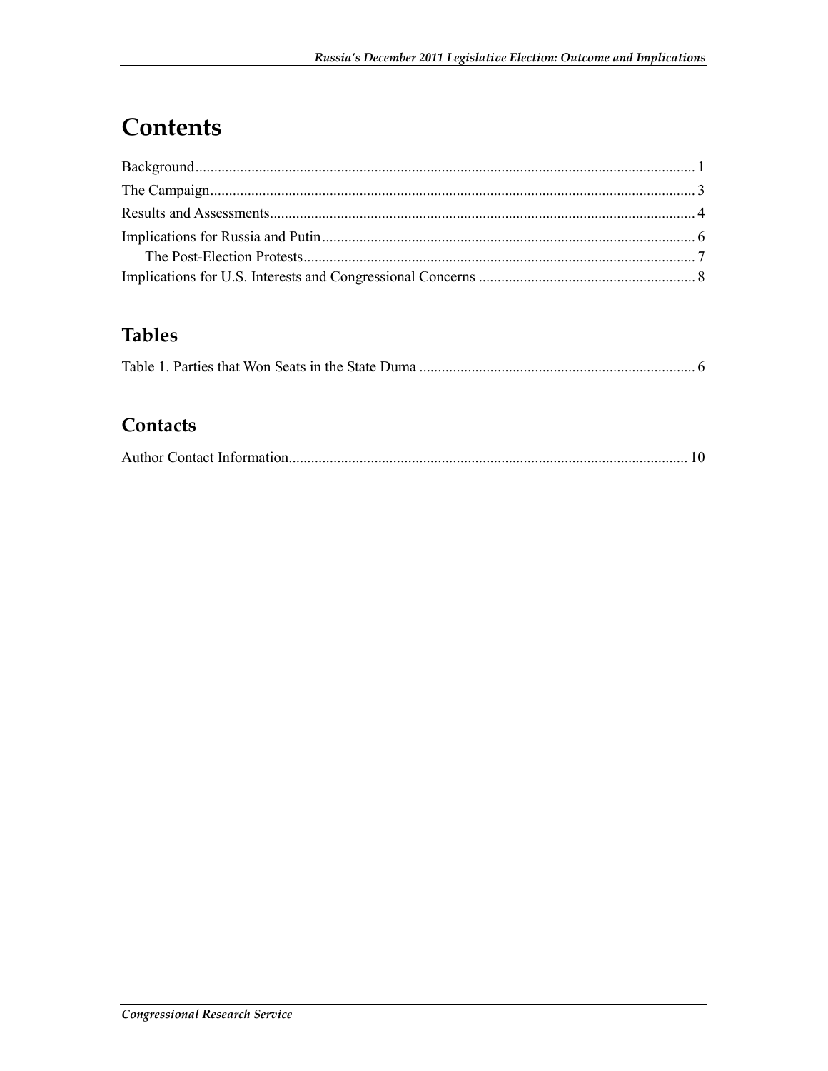# Contents

Background...................................................................................................................................... 1

The Campaign................................................................................................................................. 3

Results and Assessments................................................................................................................. 4

Implications for Russia and Putin.................................................................................................... 6

    The Post-Election Protests......................................................................................................... 7

Implications for U.S. Interests and Congressional Concerns .......................................................... 8

## Tables

Table 1. Parties that Won Seats in the State Duma .......................................................................... 6

## Contacts

Author Contact Information........................................................................................................... 10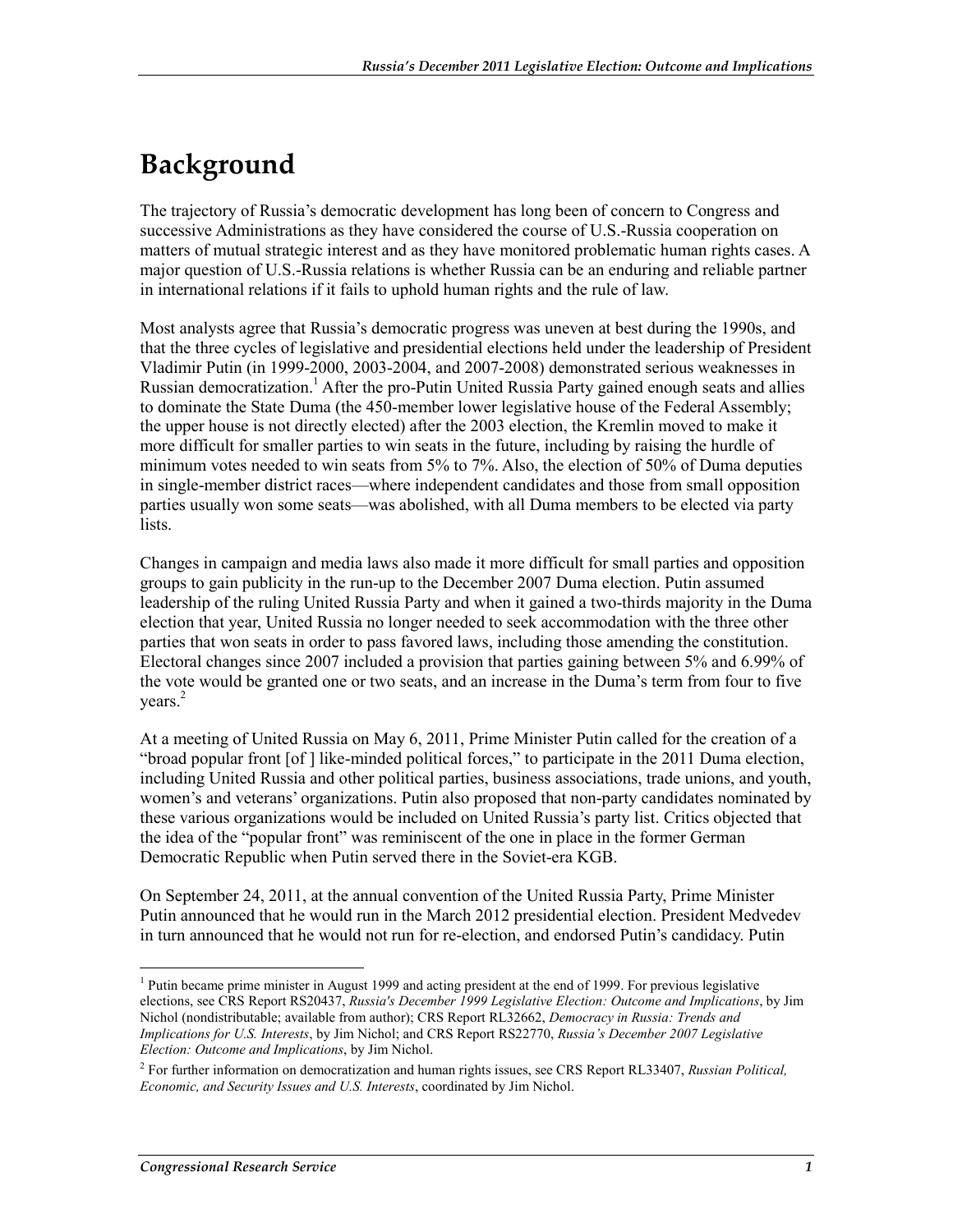# Background

The trajectory of Russia's democratic development has long been of concern to Congress and successive Administrations as they have considered the course of U.S.-Russia cooperation on matters of mutual strategic interest and as they have monitored problematic human rights cases. A major question of U.S.-Russia relations is whether Russia can be an enduring and reliable partner in international relations if it fails to uphold human rights and the rule of law.

Most analysts agree that Russia's democratic progress was uneven at best during the 1990s, and that the three cycles of legislative and presidential elections held under the leadership of President Vladimir Putin (in 1999-2000, 2003-2004, and 2007-2008) demonstrated serious weaknesses in Russian democratization.[1] After the pro-Putin United Russia Party gained enough seats and allies to dominate the State Duma (the 450-member lower legislative house of the Federal Assembly; the upper house is not directly elected) after the 2003 election, the Kremlin moved to make it more difficult for smaller parties to win seats in the future, including by raising the hurdle of minimum votes needed to win seats from 5% to 7%. Also, the election of 50% of Duma deputies in single-member district races—where independent candidates and those from small opposition parties usually won some seats—was abolished, with all Duma members to be elected via party lists.

Changes in campaign and media laws also made it more difficult for small parties and opposition groups to gain publicity in the run-up to the December 2007 Duma election. Putin assumed leadership of the ruling United Russia Party and when it gained a two-thirds majority in the Duma election that year, United Russia no longer needed to seek accommodation with the three other parties that won seats in order to pass favored laws, including those amending the constitution. Electoral changes since 2007 included a provision that parties gaining between 5% and 6.99% of the vote would be granted one or two seats, and an increase in the Duma's term from four to five years.[2]

At a meeting of United Russia on May 6, 2011, Prime Minister Putin called for the creation of a "broad popular front [of ] like-minded political forces," to participate in the 2011 Duma election, including United Russia and other political parties, business associations, trade unions, and youth, women's and veterans' organizations. Putin also proposed that non-party candidates nominated by these various organizations would be included on United Russia's party list. Critics objected that the idea of the "popular front" was reminiscent of the one in place in the former German Democratic Republic when Putin served there in the Soviet-era KGB.

On September 24, 2011, at the annual convention of the United Russia Party, Prime Minister Putin announced that he would run in the March 2012 presidential election. President Medvedev in turn announced that he would not run for re-election, and endorsed Putin's candidacy. Putin

---

[1] Putin became prime minister in August 1999 and acting president at the end of 1999. For previous legislative elections, see CRS Report RS20437, *Russia's December 1999 Legislative Election: Outcome and Implications*, by Jim Nichol (nondistributable; available from author); CRS Report RL32662, *Democracy in Russia: Trends and Implications for U.S. Interests*, by Jim Nichol; and CRS Report RS22770, *Russia's December 2007 Legislative Election: Outcome and Implications*, by Jim Nichol.

[2] For further information on democratization and human rights issues, see CRS Report RL33407, *Russian Political, Economic, and Security Issues and U.S. Interests*, coordinated by Jim Nichol.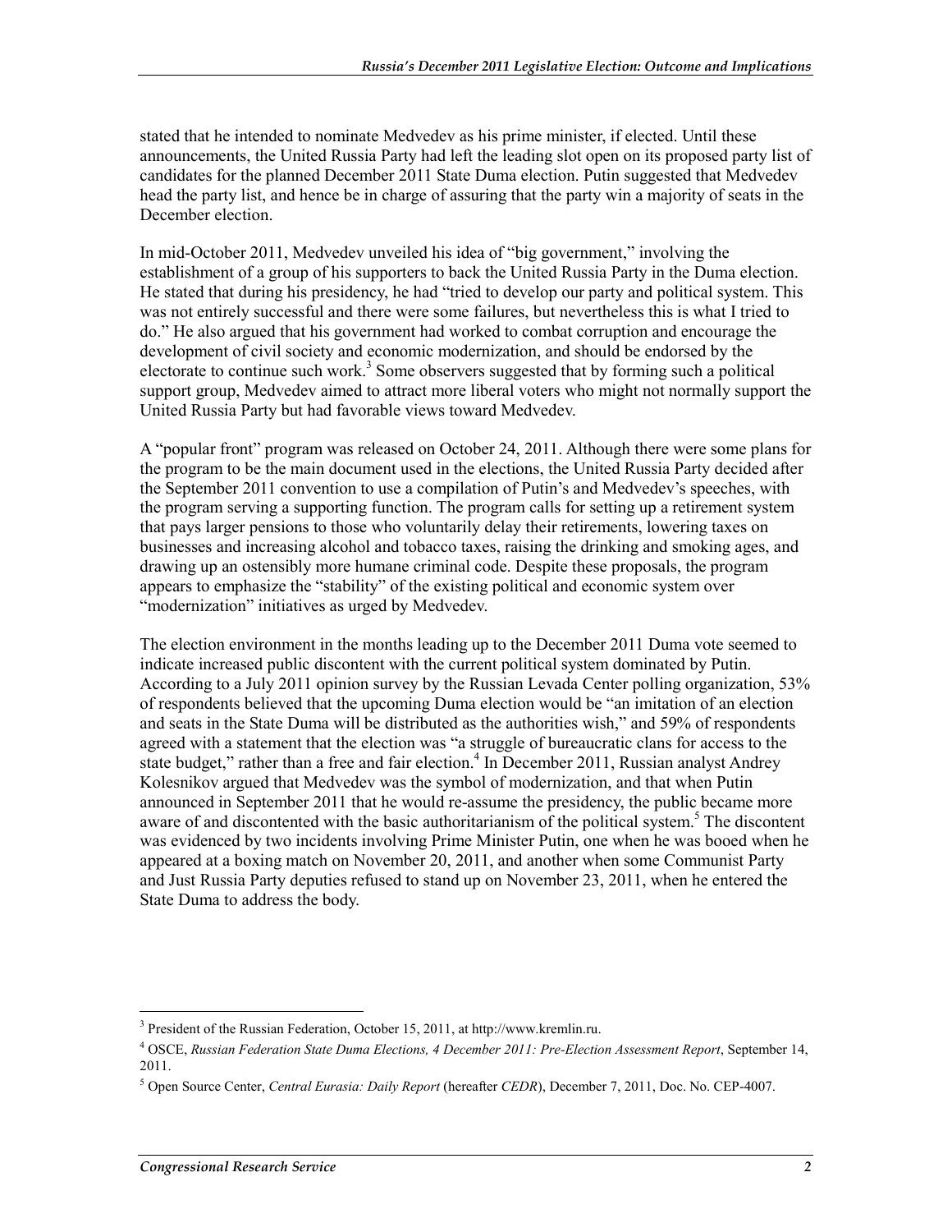stated that he intended to nominate Medvedev as his prime minister, if elected. Until these announcements, the United Russia Party had left the leading slot open on its proposed party list of candidates for the planned December 2011 State Duma election. Putin suggested that Medvedev head the party list, and hence be in charge of assuring that the party win a majority of seats in the December election.

In mid-October 2011, Medvedev unveiled his idea of "big government," involving the establishment of a group of his supporters to back the United Russia Party in the Duma election. He stated that during his presidency, he had "tried to develop our party and political system. This was not entirely successful and there were some failures, but nevertheless this is what I tried to do." He also argued that his government had worked to combat corruption and encourage the development of civil society and economic modernization, and should be endorsed by the electorate to continue such work.[3] Some observers suggested that by forming such a political support group, Medvedev aimed to attract more liberal voters who might not normally support the United Russia Party but had favorable views toward Medvedev.

A "popular front" program was released on October 24, 2011. Although there were some plans for the program to be the main document used in the elections, the United Russia Party decided after the September 2011 convention to use a compilation of Putin's and Medvedev's speeches, with the program serving a supporting function. The program calls for setting up a retirement system that pays larger pensions to those who voluntarily delay their retirements, lowering taxes on businesses and increasing alcohol and tobacco taxes, raising the drinking and smoking ages, and drawing up an ostensibly more humane criminal code. Despite these proposals, the program appears to emphasize the "stability" of the existing political and economic system over "modernization" initiatives as urged by Medvedev.

The election environment in the months leading up to the December 2011 Duma vote seemed to indicate increased public discontent with the current political system dominated by Putin. According to a July 2011 opinion survey by the Russian Levada Center polling organization, 53% of respondents believed that the upcoming Duma election would be "an imitation of an election and seats in the State Duma will be distributed as the authorities wish," and 59% of respondents agreed with a statement that the election was "a struggle of bureaucratic clans for access to the state budget," rather than a free and fair election.[4] In December 2011, Russian analyst Andrey Kolesnikov argued that Medvedev was the symbol of modernization, and that when Putin announced in September 2011 that he would re-assume the presidency, the public became more aware of and discontented with the basic authoritarianism of the political system.[5] The discontent was evidenced by two incidents involving Prime Minister Putin, one when he was booed when he appeared at a boxing match on November 20, 2011, and another when some Communist Party and Just Russia Party deputies refused to stand up on November 23, 2011, when he entered the State Duma to address the body.

[3] President of the Russian Federation, October 15, 2011, at http://www.kremlin.ru.

[4] OSCE, *Russian Federation State Duma Elections, 4 December 2011: Pre-Election Assessment Report*, September 14, 2011.

[5] Open Source Center, *Central Eurasia: Daily Report* (hereafter *CEDR*), December 7, 2011, Doc. No. CEP-4007.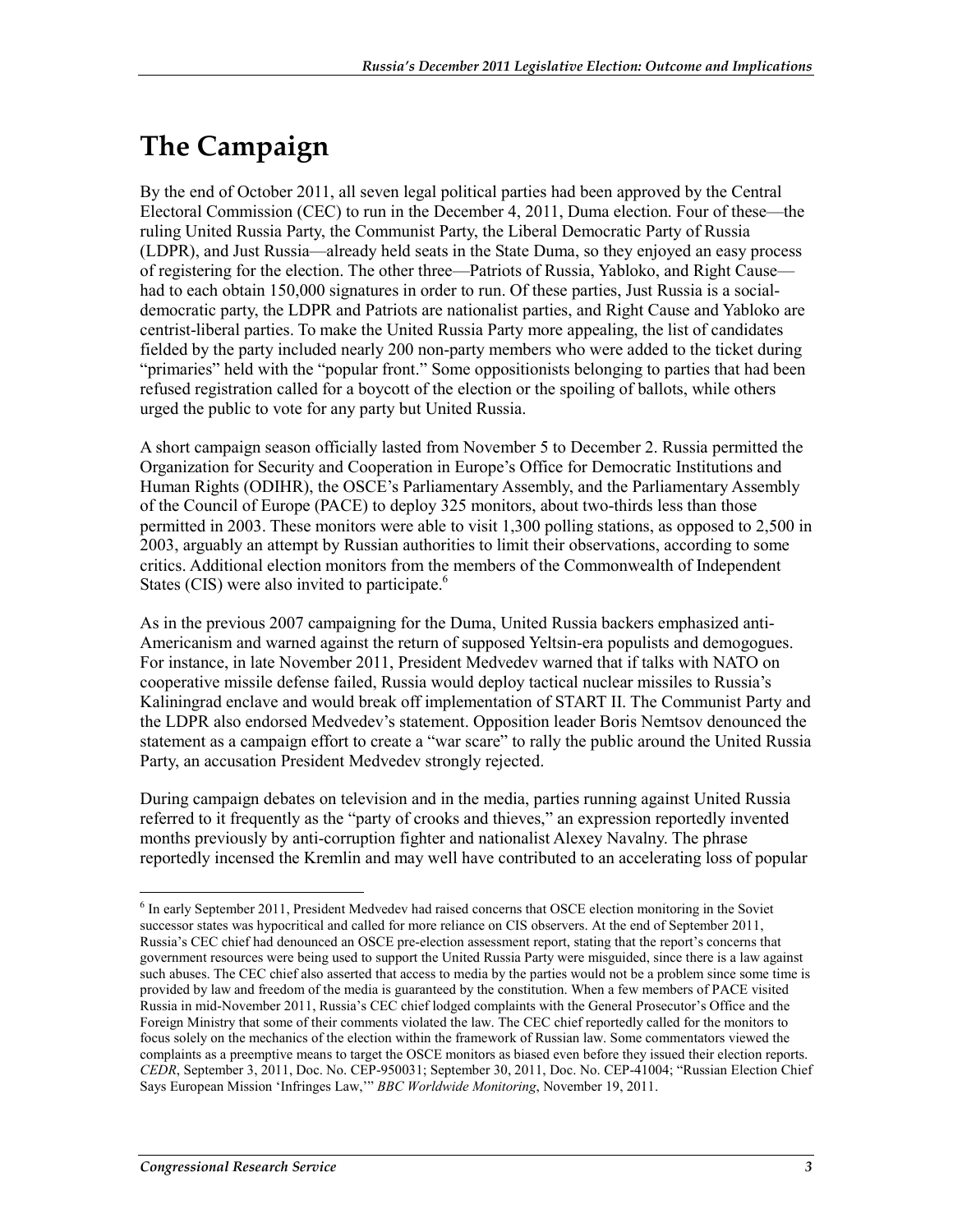# The Campaign

By the end of October 2011, all seven legal political parties had been approved by the Central Electoral Commission (CEC) to run in the December 4, 2011, Duma election. Four of these—the ruling United Russia Party, the Communist Party, the Liberal Democratic Party of Russia (LDPR), and Just Russia—already held seats in the State Duma, so they enjoyed an easy process of registering for the election. The other three—Patriots of Russia, Yabloko, and Right Cause—had to each obtain 150,000 signatures in order to run. Of these parties, Just Russia is a social-democratic party, the LDPR and Patriots are nationalist parties, and Right Cause and Yabloko are centrist-liberal parties. To make the United Russia Party more appealing, the list of candidates fielded by the party included nearly 200 non-party members who were added to the ticket during "primaries" held with the "popular front." Some oppositionists belonging to parties that had been refused registration called for a boycott of the election or the spoiling of ballots, while others urged the public to vote for any party but United Russia.

A short campaign season officially lasted from November 5 to December 2. Russia permitted the Organization for Security and Cooperation in Europe's Office for Democratic Institutions and Human Rights (ODIHR), the OSCE's Parliamentary Assembly, and the Parliamentary Assembly of the Council of Europe (PACE) to deploy 325 monitors, about two-thirds less than those permitted in 2003. These monitors were able to visit 1,300 polling stations, as opposed to 2,500 in 2003, arguably an attempt by Russian authorities to limit their observations, according to some critics. Additional election monitors from the members of the Commonwealth of Independent States (CIS) were also invited to participate.[6]

As in the previous 2007 campaigning for the Duma, United Russia backers emphasized anti-Americanism and warned against the return of supposed Yeltsin-era populists and demogogues. For instance, in late November 2011, President Medvedev warned that if talks with NATO on cooperative missile defense failed, Russia would deploy tactical nuclear missiles to Russia's Kaliningrad enclave and would break off implementation of START II. The Communist Party and the LDPR also endorsed Medvedev's statement. Opposition leader Boris Nemtsov denounced the statement as a campaign effort to create a "war scare" to rally the public around the United Russia Party, an accusation President Medvedev strongly rejected.

During campaign debates on television and in the media, parties running against United Russia referred to it frequently as the "party of crooks and thieves," an expression reportedly invented months previously by anti-corruption fighter and nationalist Alexey Navalny. The phrase reportedly incensed the Kremlin and may well have contributed to an accelerating loss of popular

[6] In early September 2011, President Medvedev had raised concerns that OSCE election monitoring in the Soviet successor states was hypocritical and called for more reliance on CIS observers. At the end of September 2011, Russia's CEC chief had denounced an OSCE pre-election assessment report, stating that the report's concerns that government resources were being used to support the United Russia Party were misguided, since there is a law against such abuses. The CEC chief also asserted that access to media by the parties would not be a problem since some time is provided by law and freedom of the media is guaranteed by the constitution. When a few members of PACE visited Russia in mid-November 2011, Russia's CEC chief lodged complaints with the General Prosecutor's Office and the Foreign Ministry that some of their comments violated the law. The CEC chief reportedly called for the monitors to focus solely on the mechanics of the election within the framework of Russian law. Some commentators viewed the complaints as a preemptive means to target the OSCE monitors as biased even before they issued their election reports. *CEDR*, September 3, 2011, Doc. No. CEP-950031; September 30, 2011, Doc. No. CEP-41004; "Russian Election Chief Says European Mission 'Infringes Law,'" *BBC Worldwide Monitoring*, November 19, 2011.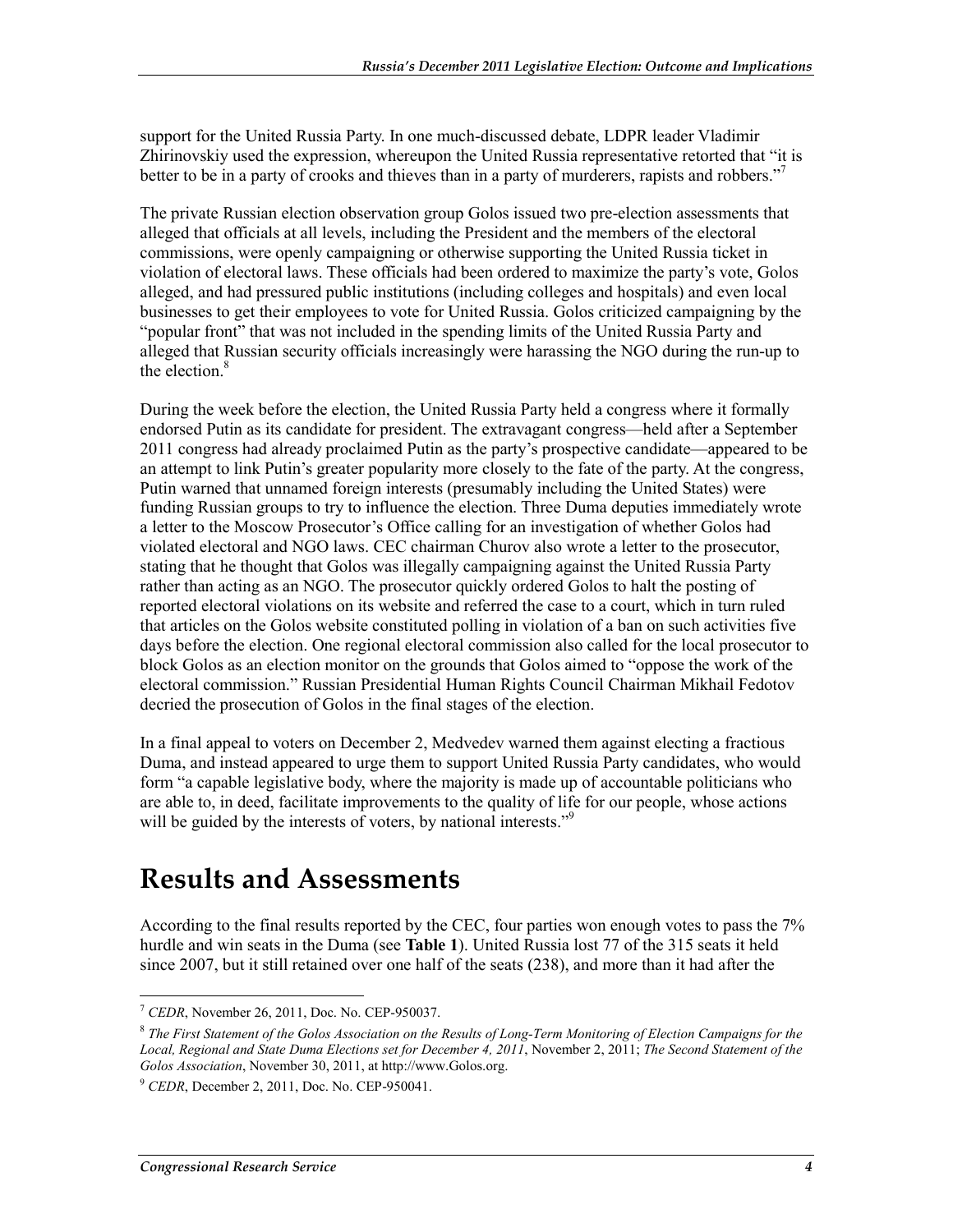support for the United Russia Party. In one much-discussed debate, LDPR leader Vladimir Zhirinovskiy used the expression, whereupon the United Russia representative retorted that "it is better to be in a party of crooks and thieves than in a party of murderers, rapists and robbers."[7]

The private Russian election observation group Golos issued two pre-election assessments that alleged that officials at all levels, including the President and the members of the electoral commissions, were openly campaigning or otherwise supporting the United Russia ticket in violation of electoral laws. These officials had been ordered to maximize the party's vote, Golos alleged, and had pressured public institutions (including colleges and hospitals) and even local businesses to get their employees to vote for United Russia. Golos criticized campaigning by the "popular front" that was not included in the spending limits of the United Russia Party and alleged that Russian security officials increasingly were harassing the NGO during the run-up to the election.[8]

During the week before the election, the United Russia Party held a congress where it formally endorsed Putin as its candidate for president. The extravagant congress—held after a September 2011 congress had already proclaimed Putin as the party's prospective candidate—appeared to be an attempt to link Putin's greater popularity more closely to the fate of the party. At the congress, Putin warned that unnamed foreign interests (presumably including the United States) were funding Russian groups to try to influence the election. Three Duma deputies immediately wrote a letter to the Moscow Prosecutor's Office calling for an investigation of whether Golos had violated electoral and NGO laws. CEC chairman Churov also wrote a letter to the prosecutor, stating that he thought that Golos was illegally campaigning against the United Russia Party rather than acting as an NGO. The prosecutor quickly ordered Golos to halt the posting of reported electoral violations on its website and referred the case to a court, which in turn ruled that articles on the Golos website constituted polling in violation of a ban on such activities five days before the election. One regional electoral commission also called for the local prosecutor to block Golos as an election monitor on the grounds that Golos aimed to "oppose the work of the electoral commission." Russian Presidential Human Rights Council Chairman Mikhail Fedotov decried the prosecution of Golos in the final stages of the election.

In a final appeal to voters on December 2, Medvedev warned them against electing a fractious Duma, and instead appeared to urge them to support United Russia Party candidates, who would form "a capable legislative body, where the majority is made up of accountable politicians who are able to, in deed, facilitate improvements to the quality of life for our people, whose actions will be guided by the interests of voters, by national interests."[9]

# Results and Assessments

According to the final results reported by the CEC, four parties won enough votes to pass the 7% hurdle and win seats in the Duma (see **Table 1**). United Russia lost 77 of the 315 seats it held since 2007, but it still retained over one half of the seats (238), and more than it had after the

---

[7] *CEDR*, November 26, 2011, Doc. No. CEP-950037.

[8] *The First Statement of the Golos Association on the Results of Long-Term Monitoring of Election Campaigns for the Local, Regional and State Duma Elections set for December 4, 2011*, November 2, 2011; *The Second Statement of the Golos Association*, November 30, 2011, at http://www.Golos.org.

[9] *CEDR*, December 2, 2011, Doc. No. CEP-950041.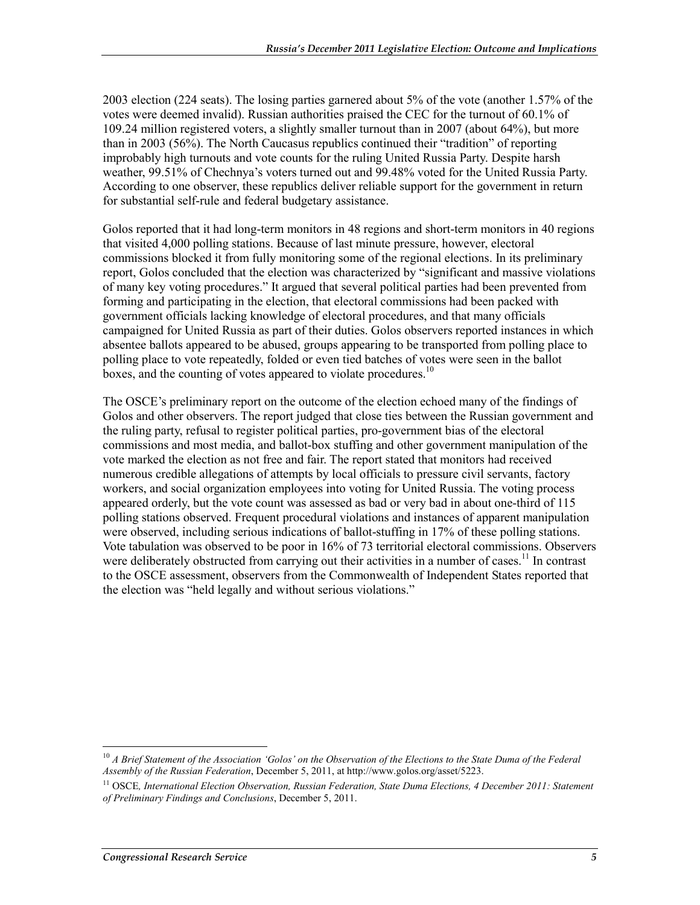2003 election (224 seats). The losing parties garnered about 5% of the vote (another 1.57% of the votes were deemed invalid). Russian authorities praised the CEC for the turnout of 60.1% of 109.24 million registered voters, a slightly smaller turnout than in 2007 (about 64%), but more than in 2003 (56%). The North Caucasus republics continued their "tradition" of reporting improbably high turnouts and vote counts for the ruling United Russia Party. Despite harsh weather, 99.51% of Chechnya's voters turned out and 99.48% voted for the United Russia Party. According to one observer, these republics deliver reliable support for the government in return for substantial self-rule and federal budgetary assistance.

Golos reported that it had long-term monitors in 48 regions and short-term monitors in 40 regions that visited 4,000 polling stations. Because of last minute pressure, however, electoral commissions blocked it from fully monitoring some of the regional elections. In its preliminary report, Golos concluded that the election was characterized by "significant and massive violations of many key voting procedures." It argued that several political parties had been prevented from forming and participating in the election, that electoral commissions had been packed with government officials lacking knowledge of electoral procedures, and that many officials campaigned for United Russia as part of their duties. Golos observers reported instances in which absentee ballots appeared to be abused, groups appearing to be transported from polling place to polling place to vote repeatedly, folded or even tied batches of votes were seen in the ballot boxes, and the counting of votes appeared to violate procedures.[10]

The OSCE's preliminary report on the outcome of the election echoed many of the findings of Golos and other observers. The report judged that close ties between the Russian government and the ruling party, refusal to register political parties, pro-government bias of the electoral commissions and most media, and ballot-box stuffing and other government manipulation of the vote marked the election as not free and fair. The report stated that monitors had received numerous credible allegations of attempts by local officials to pressure civil servants, factory workers, and social organization employees into voting for United Russia. The voting process appeared orderly, but the vote count was assessed as bad or very bad in about one-third of 115 polling stations observed. Frequent procedural violations and instances of apparent manipulation were observed, including serious indications of ballot-stuffing in 17% of these polling stations. Vote tabulation was observed to be poor in 16% of 73 territorial electoral commissions. Observers were deliberately obstructed from carrying out their activities in a number of cases.[11] In contrast to the OSCE assessment, observers from the Commonwealth of Independent States reported that the election was "held legally and without serious violations."

---

[10] *A Brief Statement of the Association 'Golos' on the Observation of the Elections to the State Duma of the Federal Assembly of the Russian Federation*, December 5, 2011, at http://www.golos.org/asset/5223.

[11] OSCE*, International Election Observation, Russian Federation, State Duma Elections, 4 December 2011: Statement of Preliminary Findings and Conclusions*, December 5, 2011.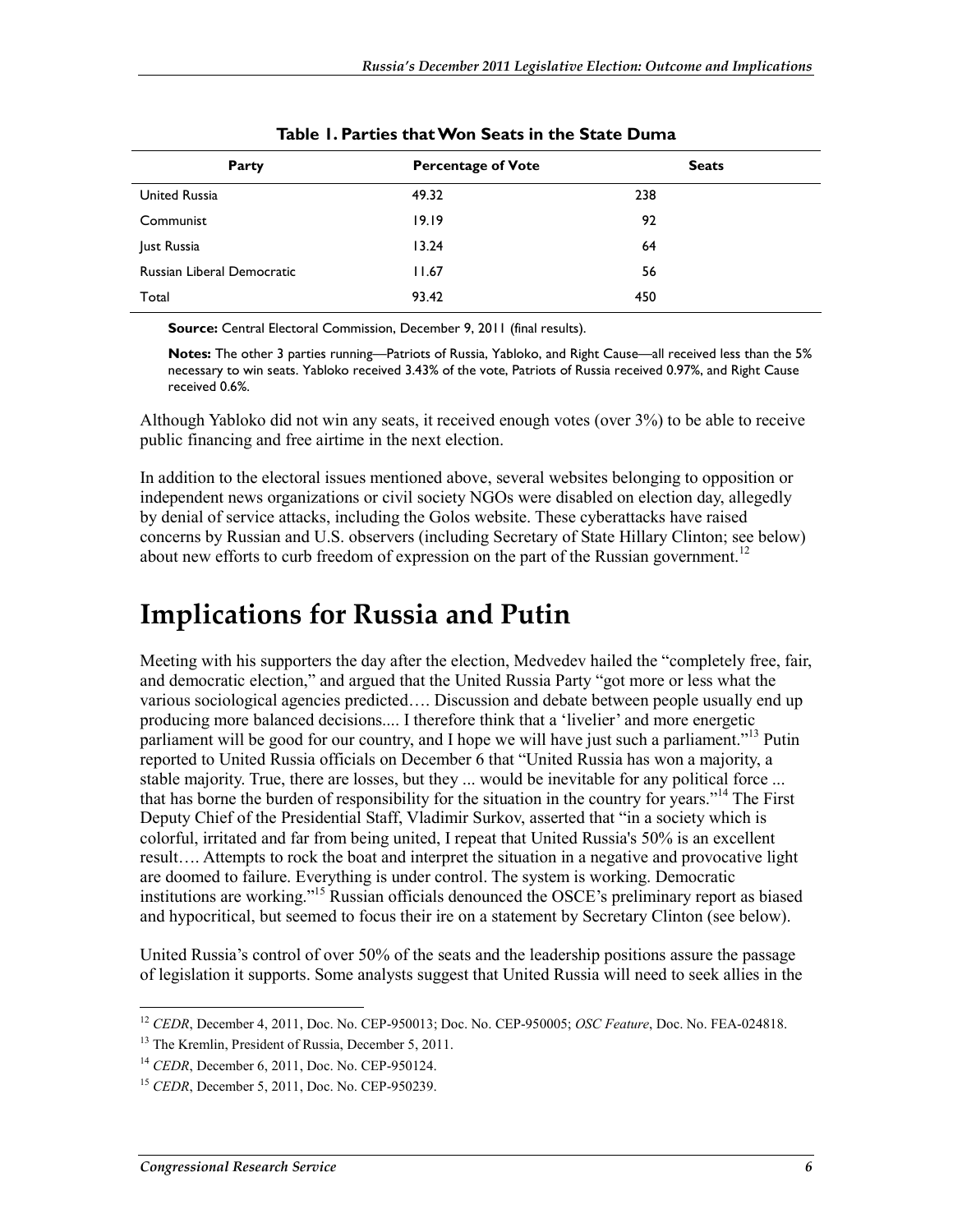**Table 1. Parties that Won Seats in the State Duma**

| Party | Percentage of Vote | Seats |
|---|---|---|
| United Russia | 49.32 | 238 |
| Communist | 19.19 | 92 |
| Just Russia | 13.24 | 64 |
| Russian Liberal Democratic | 11.67 | 56 |
| Total | 93.42 | 450 |

**Source:** Central Electoral Commission, December 9, 2011 (final results).

**Notes:** The other 3 parties running—Patriots of Russia, Yabloko, and Right Cause—all received less than the 5% necessary to win seats. Yabloko received 3.43% of the vote, Patriots of Russia received 0.97%, and Right Cause received 0.6%.

Although Yabloko did not win any seats, it received enough votes (over 3%) to be able to receive public financing and free airtime in the next election.

In addition to the electoral issues mentioned above, several websites belonging to opposition or independent news organizations or civil society NGOs were disabled on election day, allegedly by denial of service attacks, including the Golos website. These cyberattacks have raised concerns by Russian and U.S. observers (including Secretary of State Hillary Clinton; see below) about new efforts to curb freedom of expression on the part of the Russian government.[12]

# Implications for Russia and Putin

Meeting with his supporters the day after the election, Medvedev hailed the "completely free, fair, and democratic election," and argued that the United Russia Party "got more or less what the various sociological agencies predicted…. Discussion and debate between people usually end up producing more balanced decisions.... I therefore think that a 'livelier' and more energetic parliament will be good for our country, and I hope we will have just such a parliament."[13] Putin reported to United Russia officials on December 6 that "United Russia has won a majority, a stable majority. True, there are losses, but they ... would be inevitable for any political force ... that has borne the burden of responsibility for the situation in the country for years."[14] The First Deputy Chief of the Presidential Staff, Vladimir Surkov, asserted that "in a society which is colorful, irritated and far from being united, I repeat that United Russia's 50% is an excellent result…. Attempts to rock the boat and interpret the situation in a negative and provocative light are doomed to failure. Everything is under control. The system is working. Democratic institutions are working."[15] Russian officials denounced the OSCE's preliminary report as biased and hypocritical, but seemed to focus their ire on a statement by Secretary Clinton (see below).

United Russia's control of over 50% of the seats and the leadership positions assure the passage of legislation it supports. Some analysts suggest that United Russia will need to seek allies in the

[12] *CEDR*, December 4, 2011, Doc. No. CEP-950013; Doc. No. CEP-950005; *OSC Feature*, Doc. No. FEA-024818.

[13] The Kremlin, President of Russia, December 5, 2011.

[14] *CEDR*, December 6, 2011, Doc. No. CEP-950124.

[15] *CEDR*, December 5, 2011, Doc. No. CEP-950239.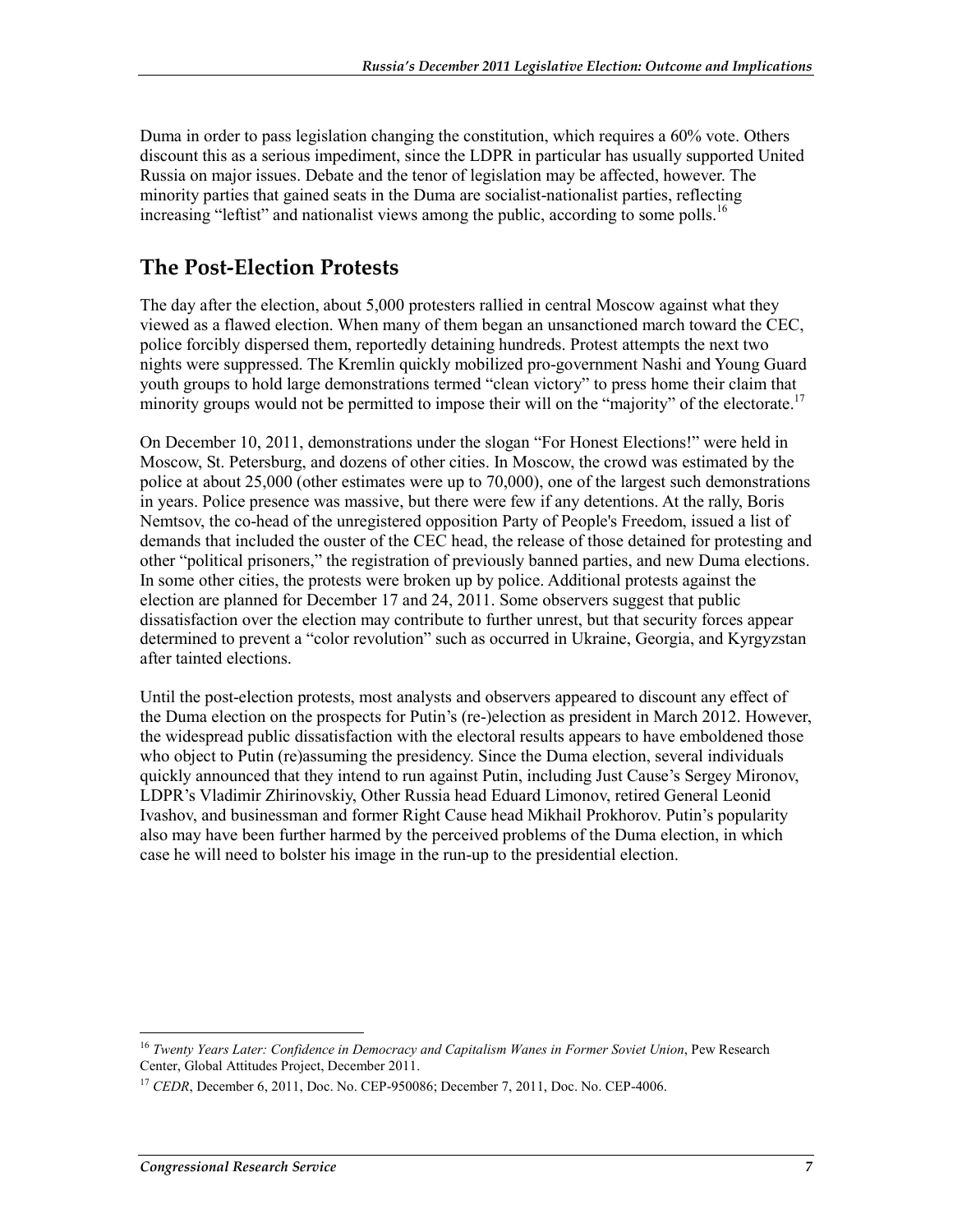Duma in order to pass legislation changing the constitution, which requires a 60% vote. Others discount this as a serious impediment, since the LDPR in particular has usually supported United Russia on major issues. Debate and the tenor of legislation may be affected, however. The minority parties that gained seats in the Duma are socialist-nationalist parties, reflecting increasing "leftist" and nationalist views among the public, according to some polls.[16]

## The Post-Election Protests

The day after the election, about 5,000 protesters rallied in central Moscow against what they viewed as a flawed election. When many of them began an unsanctioned march toward the CEC, police forcibly dispersed them, reportedly detaining hundreds. Protest attempts the next two nights were suppressed. The Kremlin quickly mobilized pro-government Nashi and Young Guard youth groups to hold large demonstrations termed "clean victory" to press home their claim that minority groups would not be permitted to impose their will on the "majority" of the electorate.[17]

On December 10, 2011, demonstrations under the slogan "For Honest Elections!" were held in Moscow, St. Petersburg, and dozens of other cities. In Moscow, the crowd was estimated by the police at about 25,000 (other estimates were up to 70,000), one of the largest such demonstrations in years. Police presence was massive, but there were few if any detentions. At the rally, Boris Nemtsov, the co-head of the unregistered opposition Party of People's Freedom, issued a list of demands that included the ouster of the CEC head, the release of those detained for protesting and other "political prisoners," the registration of previously banned parties, and new Duma elections. In some other cities, the protests were broken up by police. Additional protests against the election are planned for December 17 and 24, 2011. Some observers suggest that public dissatisfaction over the election may contribute to further unrest, but that security forces appear determined to prevent a "color revolution" such as occurred in Ukraine, Georgia, and Kyrgyzstan after tainted elections.

Until the post-election protests, most analysts and observers appeared to discount any effect of the Duma election on the prospects for Putin's (re-)election as president in March 2012. However, the widespread public dissatisfaction with the electoral results appears to have emboldened those who object to Putin (re)assuming the presidency. Since the Duma election, several individuals quickly announced that they intend to run against Putin, including Just Cause's Sergey Mironov, LDPR's Vladimir Zhirinovskiy, Other Russia head Eduard Limonov, retired General Leonid Ivashov, and businessman and former Right Cause head Mikhail Prokhorov. Putin's popularity also may have been further harmed by the perceived problems of the Duma election, in which case he will need to bolster his image in the run-up to the presidential election.

---

[16] *Twenty Years Later: Confidence in Democracy and Capitalism Wanes in Former Soviet Union*, Pew Research Center, Global Attitudes Project, December 2011.

[17] *CEDR*, December 6, 2011, Doc. No. CEP-950086; December 7, 2011, Doc. No. CEP-4006.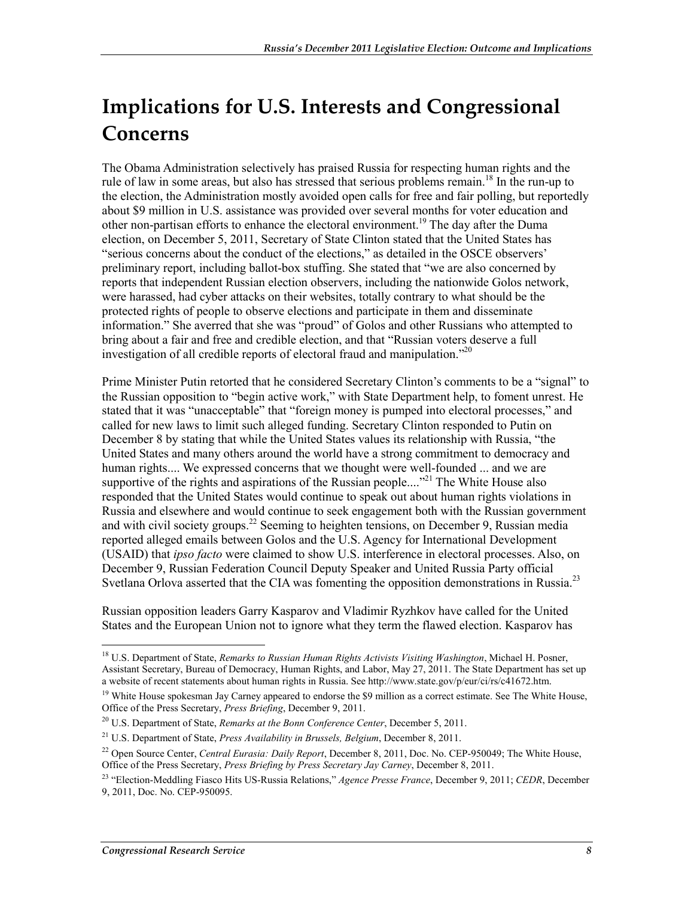# Implications for U.S. Interests and Congressional Concerns

The Obama Administration selectively has praised Russia for respecting human rights and the rule of law in some areas, but also has stressed that serious problems remain.[18] In the run-up to the election, the Administration mostly avoided open calls for free and fair polling, but reportedly about $9 million in U.S. assistance was provided over several months for voter education and other non-partisan efforts to enhance the electoral environment.[19] The day after the Duma election, on December 5, 2011, Secretary of State Clinton stated that the United States has "serious concerns about the conduct of the elections," as detailed in the OSCE observers' preliminary report, including ballot-box stuffing. She stated that "we are also concerned by reports that independent Russian election observers, including the nationwide Golos network, were harassed, had cyber attacks on their websites, totally contrary to what should be the protected rights of people to observe elections and participate in them and disseminate information." She averred that she was "proud" of Golos and other Russians who attempted to bring about a fair and free and credible election, and that "Russian voters deserve a full investigation of all credible reports of electoral fraud and manipulation."[20]

Prime Minister Putin retorted that he considered Secretary Clinton's comments to be a "signal" to the Russian opposition to "begin active work," with State Department help, to foment unrest. He stated that it was "unacceptable" that "foreign money is pumped into electoral processes," and called for new laws to limit such alleged funding. Secretary Clinton responded to Putin on December 8 by stating that while the United States values its relationship with Russia, "the United States and many others around the world have a strong commitment to democracy and human rights.... We expressed concerns that we thought were well-founded ... and we are supportive of the rights and aspirations of the Russian people...."[21] The White House also responded that the United States would continue to speak out about human rights violations in Russia and elsewhere and would continue to seek engagement both with the Russian government and with civil society groups.[22] Seeming to heighten tensions, on December 9, Russian media reported alleged emails between Golos and the U.S. Agency for International Development (USAID) that *ipso facto* were claimed to show U.S. interference in electoral processes. Also, on December 9, Russian Federation Council Deputy Speaker and United Russia Party official Svetlana Orlova asserted that the CIA was fomenting the opposition demonstrations in Russia.[23]

Russian opposition leaders Garry Kasparov and Vladimir Ryzhkov have called for the United States and the European Union not to ignore what they term the flawed election. Kasparov has

---

[18] U.S. Department of State, *Remarks to Russian Human Rights Activists Visiting Washington*, Michael H. Posner, Assistant Secretary, Bureau of Democracy, Human Rights, and Labor, May 27, 2011. The State Department has set up a website of recent statements about human rights in Russia. See http://www.state.gov/p/eur/ci/rs/c41672.htm.

[19] White House spokesman Jay Carney appeared to endorse the $9 million as a correct estimate. See The White House, Office of the Press Secretary, *Press Briefing*, December 9, 2011.

[20] U.S. Department of State, *Remarks at the Bonn Conference Center*, December 5, 2011.

[21] U.S. Department of State, *Press Availability in Brussels, Belgium*, December 8, 2011.

[22] Open Source Center, *Central Eurasia: Daily Report*, December 8, 2011, Doc. No. CEP-950049; The White House, Office of the Press Secretary, *Press Briefing by Press Secretary Jay Carney*, December 8, 2011.

[23] "Election-Meddling Fiasco Hits US-Russia Relations," *Agence Presse France*, December 9, 2011; *CEDR*, December 9, 2011, Doc. No. CEP-950095.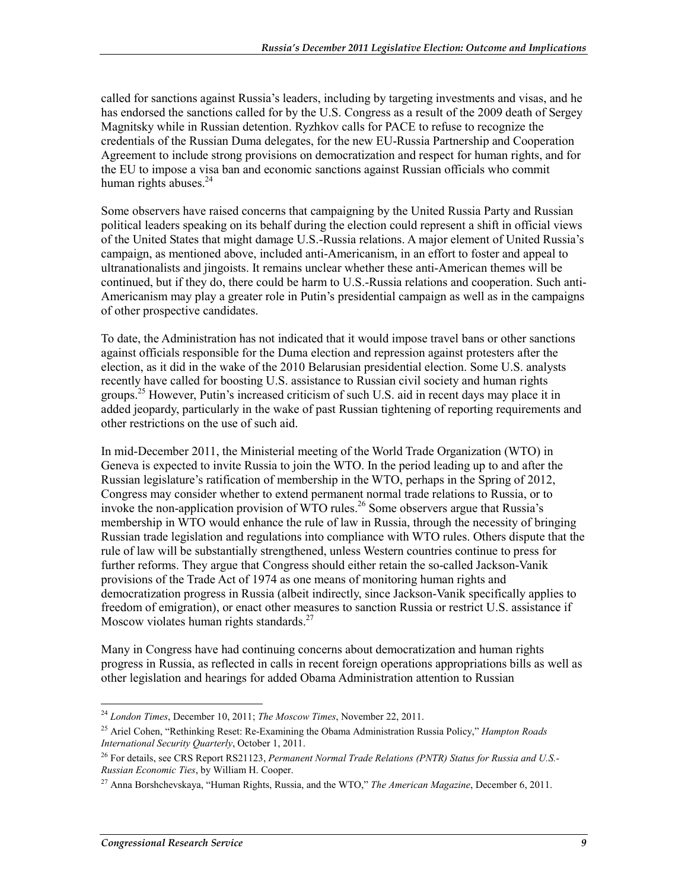called for sanctions against Russia's leaders, including by targeting investments and visas, and he has endorsed the sanctions called for by the U.S. Congress as a result of the 2009 death of Sergey Magnitsky while in Russian detention. Ryzhkov calls for PACE to refuse to recognize the credentials of the Russian Duma delegates, for the new EU-Russia Partnership and Cooperation Agreement to include strong provisions on democratization and respect for human rights, and for the EU to impose a visa ban and economic sanctions against Russian officials who commit human rights abuses.[24]

Some observers have raised concerns that campaigning by the United Russia Party and Russian political leaders speaking on its behalf during the election could represent a shift in official views of the United States that might damage U.S.-Russia relations. A major element of United Russia's campaign, as mentioned above, included anti-Americanism, in an effort to foster and appeal to ultranationalists and jingoists. It remains unclear whether these anti-American themes will be continued, but if they do, there could be harm to U.S.-Russia relations and cooperation. Such anti-Americanism may play a greater role in Putin's presidential campaign as well as in the campaigns of other prospective candidates.

To date, the Administration has not indicated that it would impose travel bans or other sanctions against officials responsible for the Duma election and repression against protesters after the election, as it did in the wake of the 2010 Belarusian presidential election. Some U.S. analysts recently have called for boosting U.S. assistance to Russian civil society and human rights groups.[25] However, Putin's increased criticism of such U.S. aid in recent days may place it in added jeopardy, particularly in the wake of past Russian tightening of reporting requirements and other restrictions on the use of such aid.

In mid-December 2011, the Ministerial meeting of the World Trade Organization (WTO) in Geneva is expected to invite Russia to join the WTO. In the period leading up to and after the Russian legislature's ratification of membership in the WTO, perhaps in the Spring of 2012, Congress may consider whether to extend permanent normal trade relations to Russia, or to invoke the non-application provision of WTO rules.[26] Some observers argue that Russia's membership in WTO would enhance the rule of law in Russia, through the necessity of bringing Russian trade legislation and regulations into compliance with WTO rules. Others dispute that the rule of law will be substantially strengthened, unless Western countries continue to press for further reforms. They argue that Congress should either retain the so-called Jackson-Vanik provisions of the Trade Act of 1974 as one means of monitoring human rights and democratization progress in Russia (albeit indirectly, since Jackson-Vanik specifically applies to freedom of emigration), or enact other measures to sanction Russia or restrict U.S. assistance if Moscow violates human rights standards.[27]

Many in Congress have had continuing concerns about democratization and human rights progress in Russia, as reflected in calls in recent foreign operations appropriations bills as well as other legislation and hearings for added Obama Administration attention to Russian

---

[24] *London Times*, December 10, 2011; *The Moscow Times*, November 22, 2011.

[25] Ariel Cohen, "Rethinking Reset: Re-Examining the Obama Administration Russia Policy," *Hampton Roads International Security Quarterly*, October 1, 2011.

[26] For details, see CRS Report RS21123, *Permanent Normal Trade Relations (PNTR) Status for Russia and U.S.-Russian Economic Ties*, by William H. Cooper.

[27] Anna Borshchevskaya, "Human Rights, Russia, and the WTO," *The American Magazine*, December 6, 2011.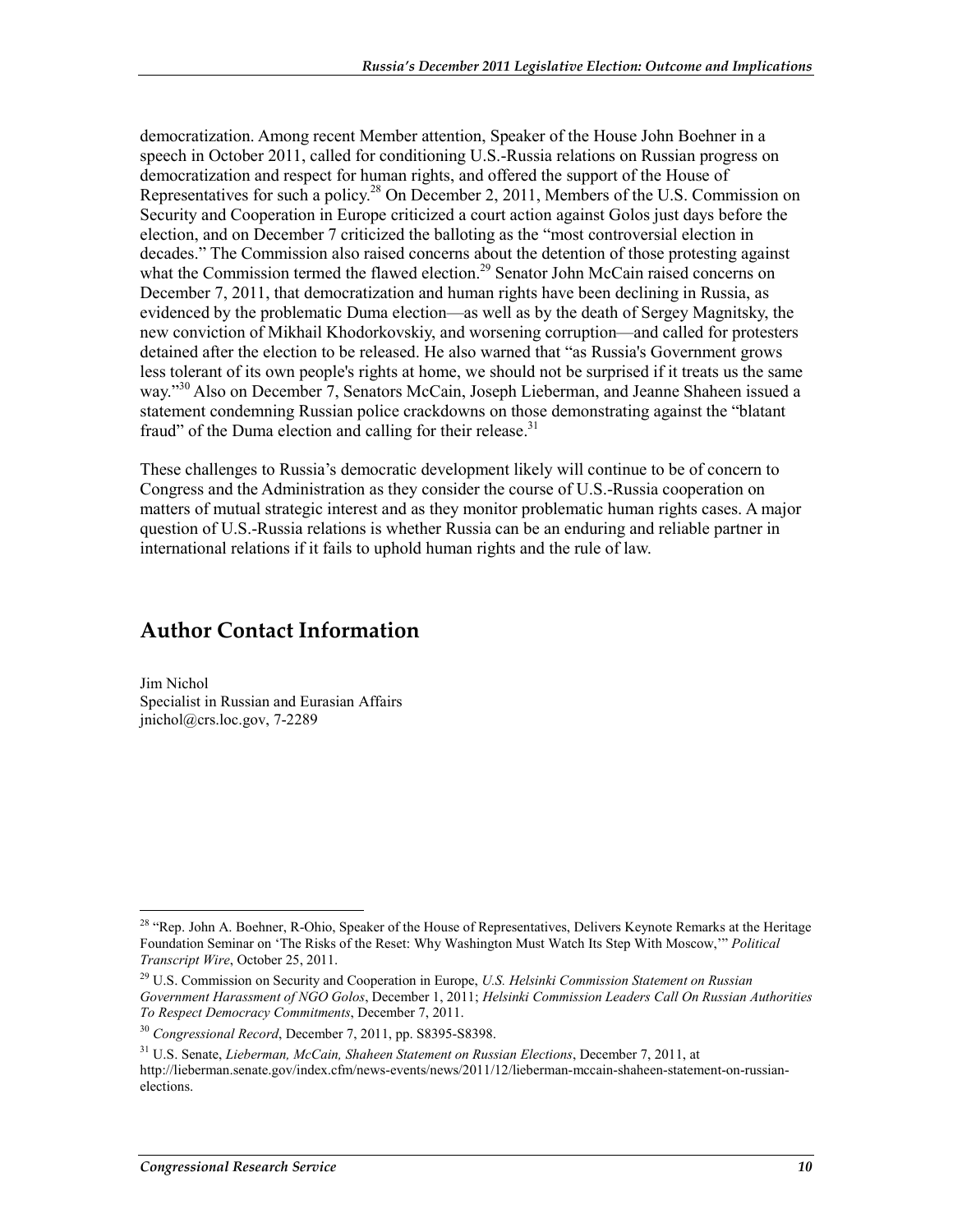democratization. Among recent Member attention, Speaker of the House John Boehner in a speech in October 2011, called for conditioning U.S.-Russia relations on Russian progress on democratization and respect for human rights, and offered the support of the House of Representatives for such a policy.[28] On December 2, 2011, Members of the U.S. Commission on Security and Cooperation in Europe criticized a court action against Golos just days before the election, and on December 7 criticized the balloting as the "most controversial election in decades." The Commission also raised concerns about the detention of those protesting against what the Commission termed the flawed election.[29] Senator John McCain raised concerns on December 7, 2011, that democratization and human rights have been declining in Russia, as evidenced by the problematic Duma election—as well as by the death of Sergey Magnitsky, the new conviction of Mikhail Khodorkovskiy, and worsening corruption—and called for protesters detained after the election to be released. He also warned that "as Russia's Government grows less tolerant of its own people's rights at home, we should not be surprised if it treats us the same way."[30] Also on December 7, Senators McCain, Joseph Lieberman, and Jeanne Shaheen issued a statement condemning Russian police crackdowns on those demonstrating against the "blatant fraud" of the Duma election and calling for their release.[31]

These challenges to Russia's democratic development likely will continue to be of concern to Congress and the Administration as they consider the course of U.S.-Russia cooperation on matters of mutual strategic interest and as they monitor problematic human rights cases. A major question of U.S.-Russia relations is whether Russia can be an enduring and reliable partner in international relations if it fails to uphold human rights and the rule of law.

## Author Contact Information

Jim Nichol
Specialist in Russian and Eurasian Affairs
jnichol@crs.loc.gov, 7-2289

---

[28] "Rep. John A. Boehner, R-Ohio, Speaker of the House of Representatives, Delivers Keynote Remarks at the Heritage Foundation Seminar on 'The Risks of the Reset: Why Washington Must Watch Its Step With Moscow,'" *Political Transcript Wire*, October 25, 2011.

[29] U.S. Commission on Security and Cooperation in Europe, *U.S. Helsinki Commission Statement on Russian Government Harassment of NGO Golos*, December 1, 2011; *Helsinki Commission Leaders Call On Russian Authorities To Respect Democracy Commitments*, December 7, 2011.

[30] *Congressional Record*, December 7, 2011, pp. S8395-S8398.

[31] U.S. Senate, *Lieberman, McCain, Shaheen Statement on Russian Elections*, December 7, 2011, at http://lieberman.senate.gov/index.cfm/news-events/news/2011/12/lieberman-mccain-shaheen-statement-on-russian-elections.